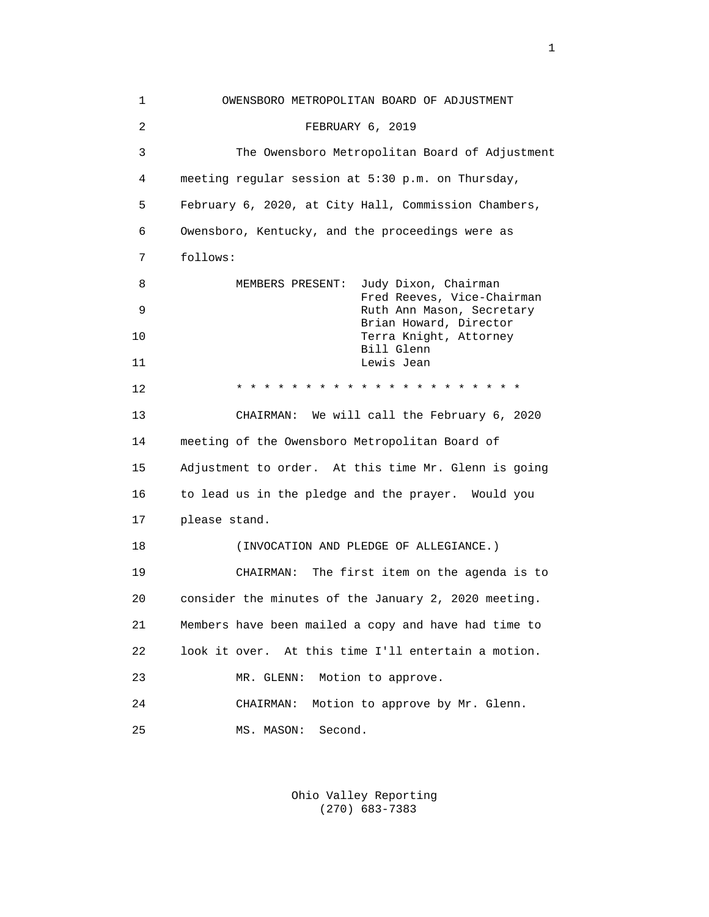OWENSBORO METROPOLITAN BOARD OF ADJUSTMENT

FEBRUARY 6, 2019

The Owensboro Metropolitan Board of Adjustment meeting regular session at 5:30 p.m. on Thursday, February 6, 2020, at City Hall, Commission Chambers, Owensboro, Kentucky, and the proceedings were as follows:

MEMBERS PRESENT:
- Judy Dixon, Chairman
- Fred Reeves, Vice-Chairman
- Ruth Ann Mason, Secretary
- Brian Howard, Director
- Terra Knight, Attorney
- Bill Glenn
- Lewis Jean

* * * * * * * * * * * * * * * * * * * * * *

CHAIRMAN: We will call the February 6, 2020 meeting of the Owensboro Metropolitan Board of Adjustment to order. At this time Mr. Glenn is going to lead us in the pledge and the prayer. Would you please stand.

(INVOCATION AND PLEDGE OF ALLEGIANCE.)

CHAIRMAN: The first item on the agenda is to consider the minutes of the January 2, 2020 meeting. Members have been mailed a copy and have had time to look it over. At this time I'll entertain a motion.

MR. GLENN: Motion to approve.

CHAIRMAN: Motion to approve by Mr. Glenn.

MS. MASON: Second.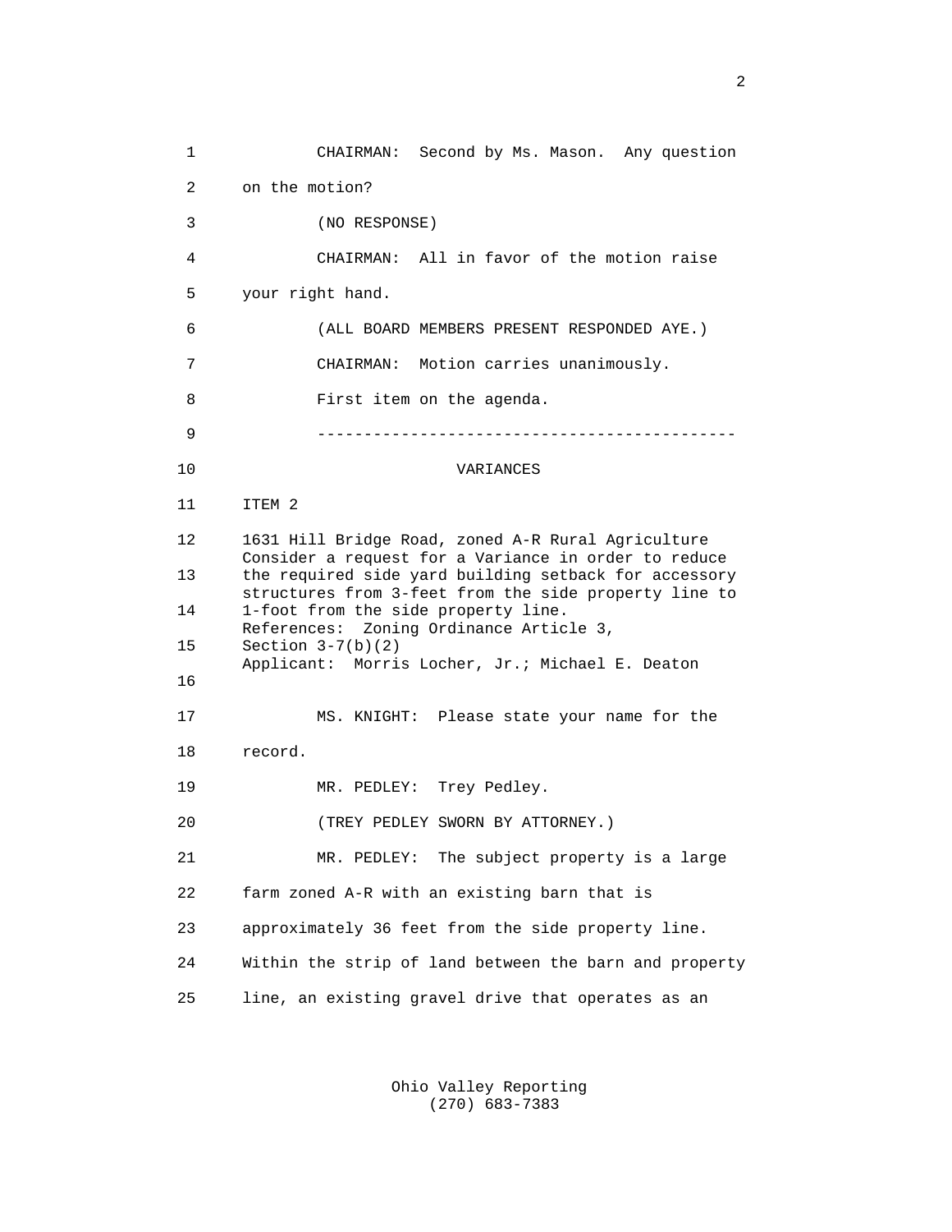CHAIRMAN: Second by Ms. Mason. Any question on the motion?

(NO RESPONSE)

CHAIRMAN: All in favor of the motion raise your right hand.

(ALL BOARD MEMBERS PRESENT RESPONDED AYE.)

CHAIRMAN: Motion carries unanimously.

First item on the agenda.

---

VARIANCES

ITEM 2

1631 Hill Bridge Road, zoned A-R Rural Agriculture
Consider a request for a Variance in order to reduce the required side yard building setback for accessory structures from 3-feet from the side property line to 1-foot from the side property line.
References: Zoning Ordinance Article 3, Section 3-7(b)(2)
Applicant: Morris Locher, Jr.; Michael E. Deaton

MS. KNIGHT: Please state your name for the record.

MR. PEDLEY: Trey Pedley.

(TREY PEDLEY SWORN BY ATTORNEY.)

MR. PEDLEY: The subject property is a large farm zoned A-R with an existing barn that is approximately 36 feet from the side property line. Within the strip of land between the barn and property line, an existing gravel drive that operates as an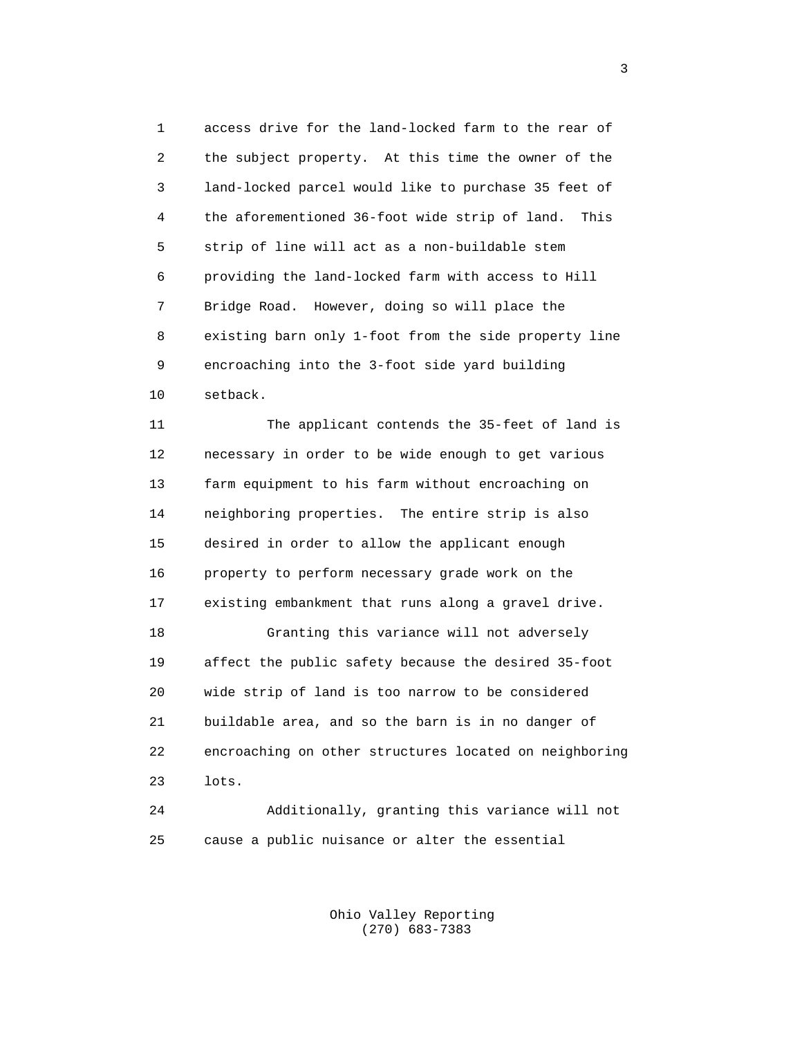access drive for the land-locked farm to the rear of the subject property. At this time the owner of the land-locked parcel would like to purchase 35 feet of the aforementioned 36-foot wide strip of land. This strip of line will act as a non-buildable stem providing the land-locked farm with access to Hill Bridge Road. However, doing so will place the existing barn only 1-foot from the side property line encroaching into the 3-foot side yard building setback.

The applicant contends the 35-feet of land is necessary in order to be wide enough to get various farm equipment to his farm without encroaching on neighboring properties. The entire strip is also desired in order to allow the applicant enough property to perform necessary grade work on the existing embankment that runs along a gravel drive.

Granting this variance will not adversely affect the public safety because the desired 35-foot wide strip of land is too narrow to be considered buildable area, and so the barn is in no danger of encroaching on other structures located on neighboring lots.

Additionally, granting this variance will not cause a public nuisance or alter the essential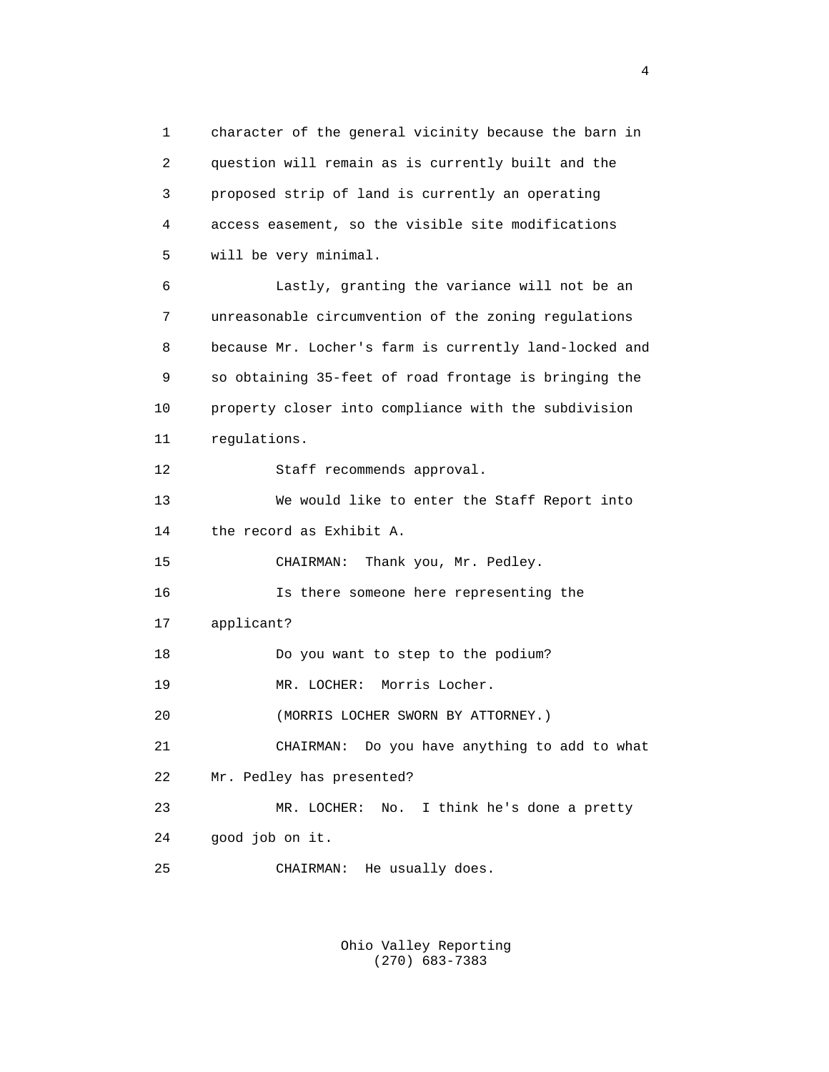character of the general vicinity because the barn in question will remain as is currently built and the proposed strip of land is currently an operating access easement, so the visible site modifications will be very minimal.

Lastly, granting the variance will not be an unreasonable circumvention of the zoning regulations because Mr. Locher's farm is currently land-locked and so obtaining 35-feet of road frontage is bringing the property closer into compliance with the subdivision regulations.

Staff recommends approval.

We would like to enter the Staff Report into the record as Exhibit A.

CHAIRMAN: Thank you, Mr. Pedley.

Is there someone here representing the applicant?

Do you want to step to the podium?

MR. LOCHER: Morris Locher.

(MORRIS LOCHER SWORN BY ATTORNEY.)

CHAIRMAN: Do you have anything to add to what Mr. Pedley has presented?

MR. LOCHER: No. I think he's done a pretty good job on it.

CHAIRMAN: He usually does.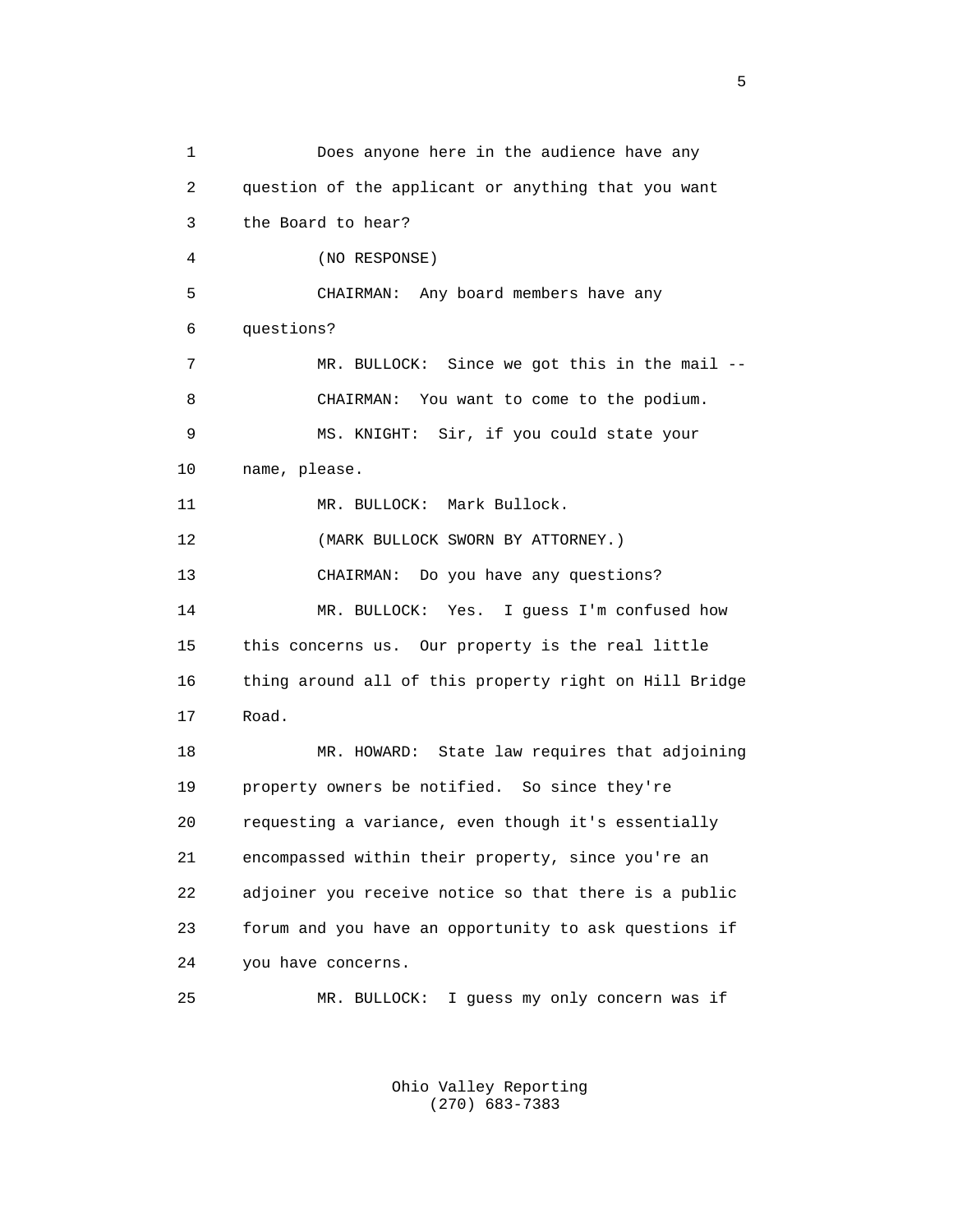Does anyone here in the audience have any question of the applicant or anything that you want the Board to hear?

(NO RESPONSE)

CHAIRMAN: Any board members have any questions?

MR. BULLOCK: Since we got this in the mail --

CHAIRMAN: You want to come to the podium.

MS. KNIGHT: Sir, if you could state your name, please.

MR. BULLOCK: Mark Bullock.

(MARK BULLOCK SWORN BY ATTORNEY.)

CHAIRMAN: Do you have any questions?

MR. BULLOCK: Yes. I guess I'm confused how this concerns us. Our property is the real little thing around all of this property right on Hill Bridge Road.

MR. HOWARD: State law requires that adjoining property owners be notified. So since they're requesting a variance, even though it's essentially encompassed within their property, since you're an adjoiner you receive notice so that there is a public forum and you have an opportunity to ask questions if you have concerns.

MR. BULLOCK: I guess my only concern was if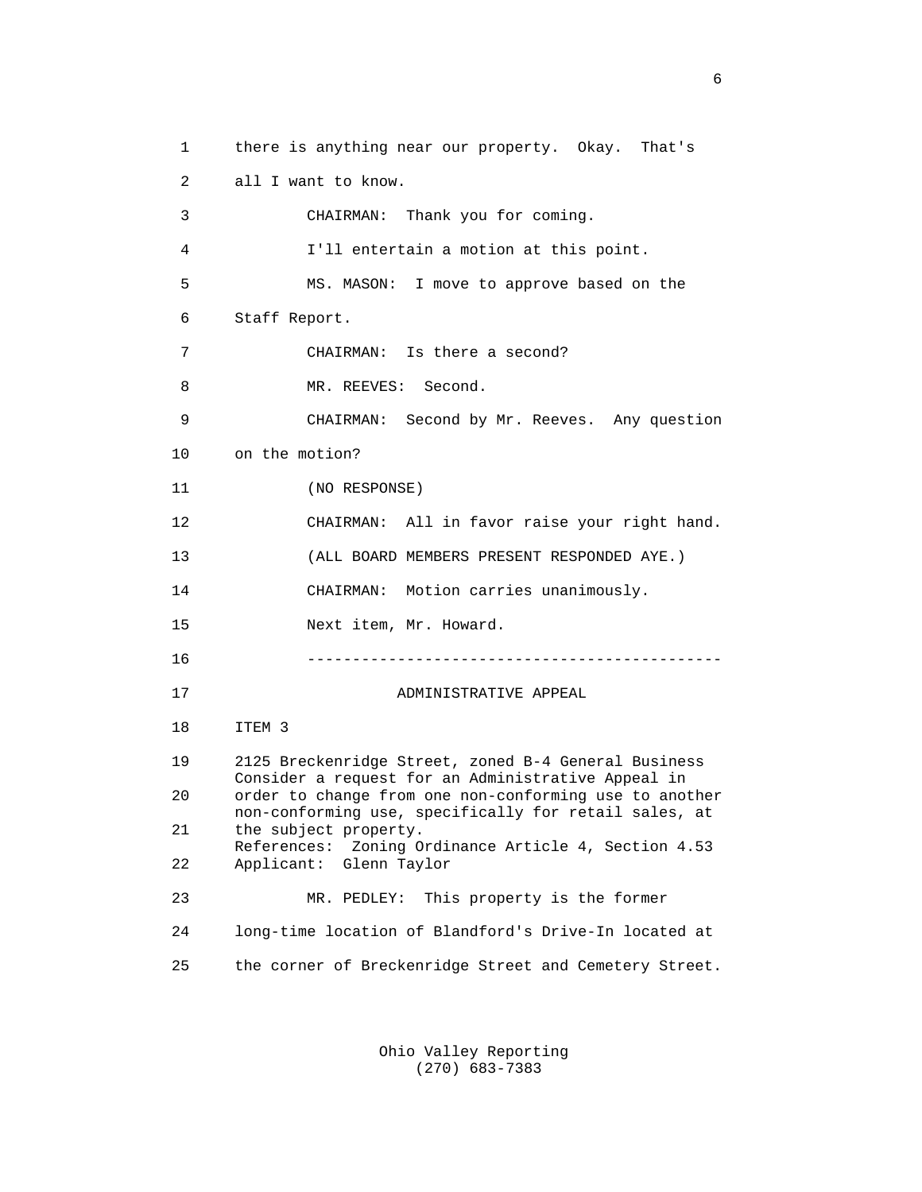there is anything near our property. Okay. That's all I want to know.

CHAIRMAN: Thank you for coming.

I'll entertain a motion at this point.

MS. MASON: I move to approve based on the Staff Report.

CHAIRMAN: Is there a second?

MR. REEVES: Second.

CHAIRMAN: Second by Mr. Reeves. Any question on the motion?

(NO RESPONSE)

CHAIRMAN: All in favor raise your right hand.

(ALL BOARD MEMBERS PRESENT RESPONDED AYE.)

CHAIRMAN: Motion carries unanimously.

Next item, Mr. Howard.

---

ADMINISTRATIVE APPEAL

ITEM 3

2125 Breckenridge Street, zoned B-4 General Business
Consider a request for an Administrative Appeal in order to change from one non-conforming use to another non-conforming use, specifically for retail sales, at the subject property.
References: Zoning Ordinance Article 4, Section 4.53
Applicant: Glenn Taylor

MR. PEDLEY: This property is the former long-time location of Blandford's Drive-In located at the corner of Breckenridge Street and Cemetery Street.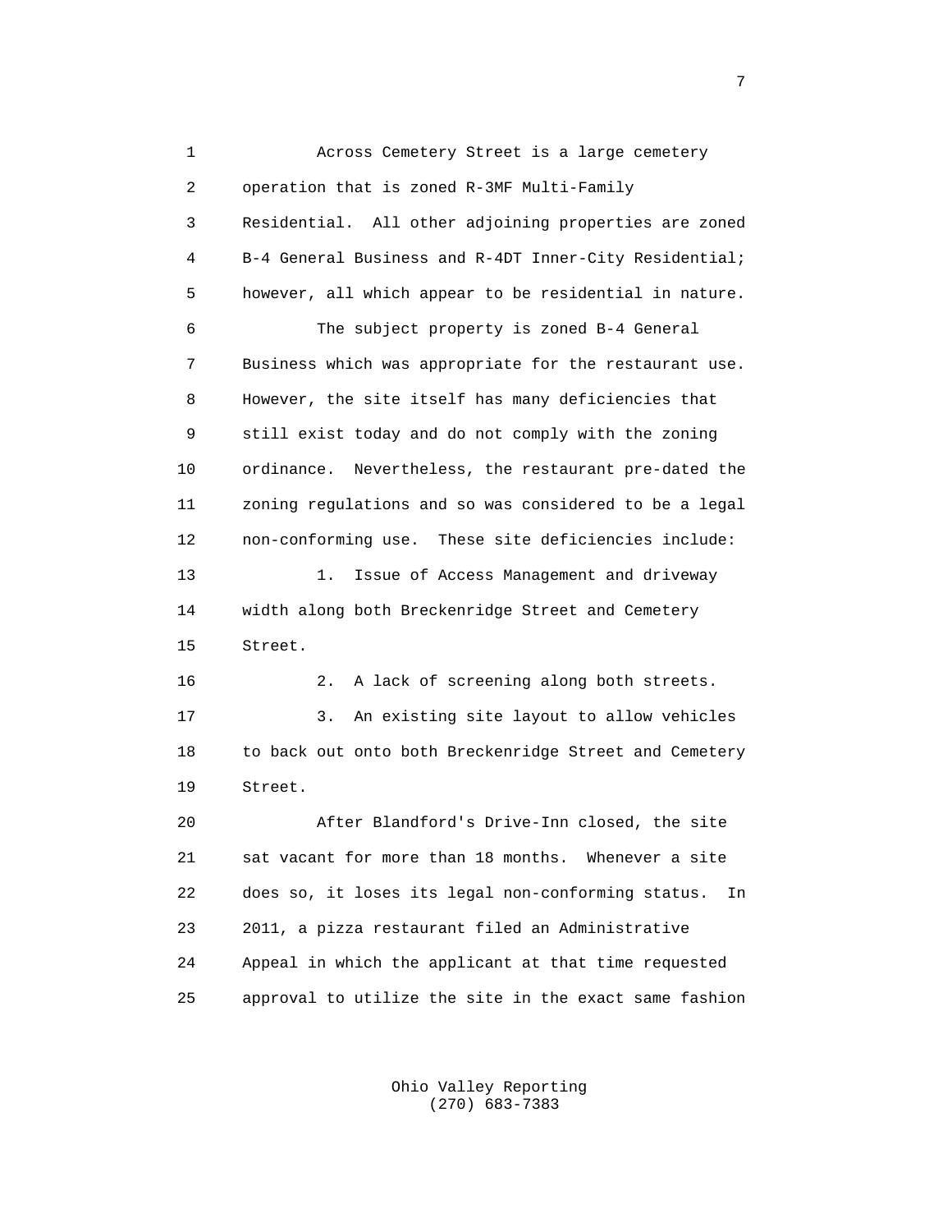Across Cemetery Street is a large cemetery operation that is zoned R-3MF Multi-Family Residential. All other adjoining properties are zoned B-4 General Business and R-4DT Inner-City Residential; however, all which appear to be residential in nature.

The subject property is zoned B-4 General Business which was appropriate for the restaurant use. However, the site itself has many deficiencies that still exist today and do not comply with the zoning ordinance. Nevertheless, the restaurant pre-dated the zoning regulations and so was considered to be a legal non-conforming use. These site deficiencies include:

1. Issue of Access Management and driveway width along both Breckenridge Street and Cemetery Street.
2. A lack of screening along both streets.
3. An existing site layout to allow vehicles to back out onto both Breckenridge Street and Cemetery Street.

After Blandford's Drive-Inn closed, the site sat vacant for more than 18 months. Whenever a site does so, it loses its legal non-conforming status. In 2011, a pizza restaurant filed an Administrative Appeal in which the applicant at that time requested approval to utilize the site in the exact same fashion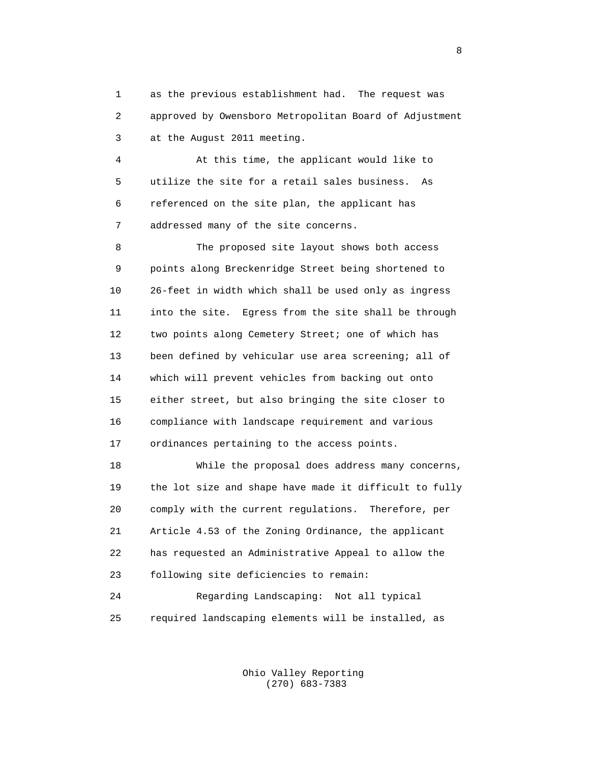as the previous establishment had. The request was approved by Owensboro Metropolitan Board of Adjustment at the August 2011 meeting.

At this time, the applicant would like to utilize the site for a retail sales business. As referenced on the site plan, the applicant has addressed many of the site concerns.

The proposed site layout shows both access points along Breckenridge Street being shortened to 26-feet in width which shall be used only as ingress into the site. Egress from the site shall be through two points along Cemetery Street; one of which has been defined by vehicular use area screening; all of which will prevent vehicles from backing out onto either street, but also bringing the site closer to compliance with landscape requirement and various ordinances pertaining to the access points.

While the proposal does address many concerns, the lot size and shape have made it difficult to fully comply with the current regulations. Therefore, per Article 4.53 of the Zoning Ordinance, the applicant has requested an Administrative Appeal to allow the following site deficiencies to remain:

Regarding Landscaping: Not all typical required landscaping elements will be installed, as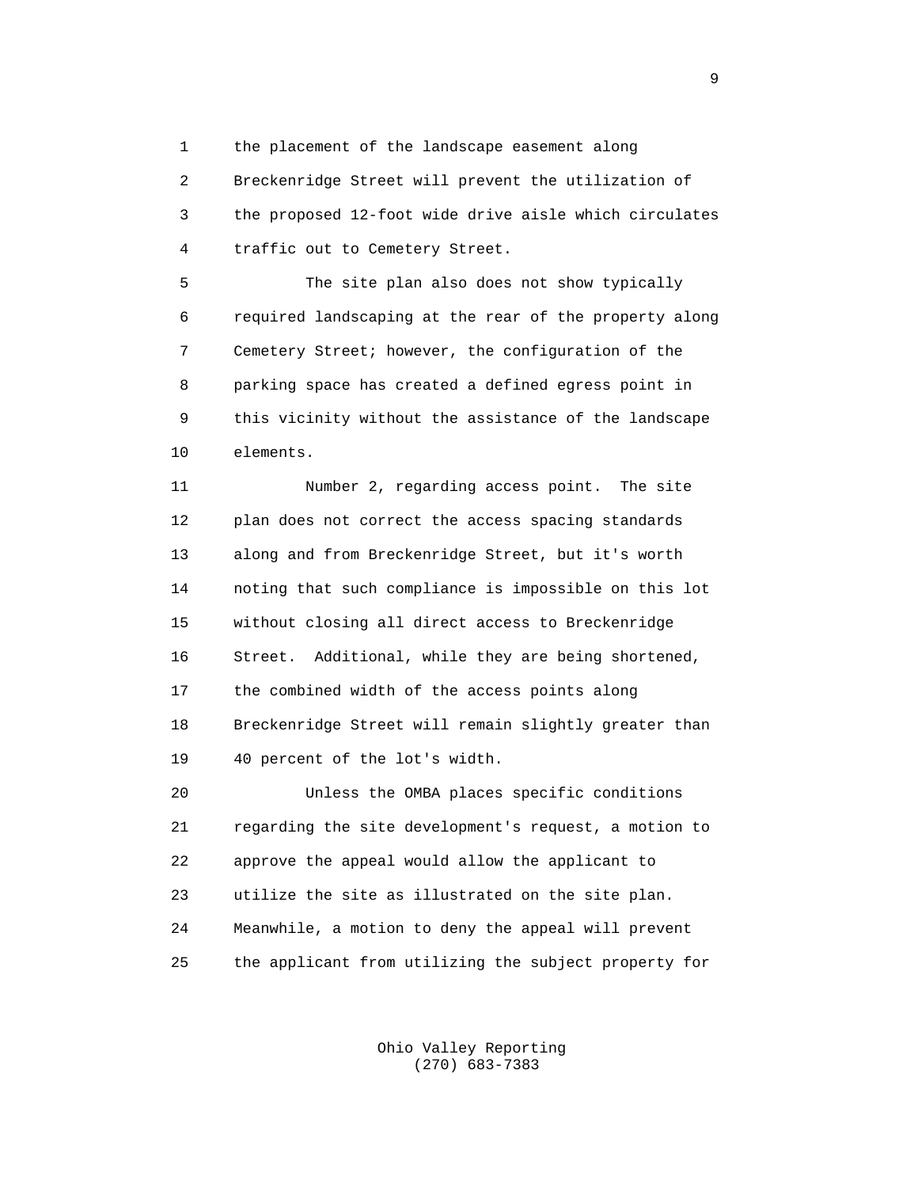the placement of the landscape easement along Breckenridge Street will prevent the utilization of the proposed 12-foot wide drive aisle which circulates traffic out to Cemetery Street.

The site plan also does not show typically required landscaping at the rear of the property along Cemetery Street; however, the configuration of the parking space has created a defined egress point in this vicinity without the assistance of the landscape elements.

Number 2, regarding access point. The site plan does not correct the access spacing standards along and from Breckenridge Street, but it's worth noting that such compliance is impossible on this lot without closing all direct access to Breckenridge Street. Additional, while they are being shortened, the combined width of the access points along Breckenridge Street will remain slightly greater than 40 percent of the lot's width.

Unless the OMBA places specific conditions regarding the site development's request, a motion to approve the appeal would allow the applicant to utilize the site as illustrated on the site plan. Meanwhile, a motion to deny the appeal will prevent the applicant from utilizing the subject property for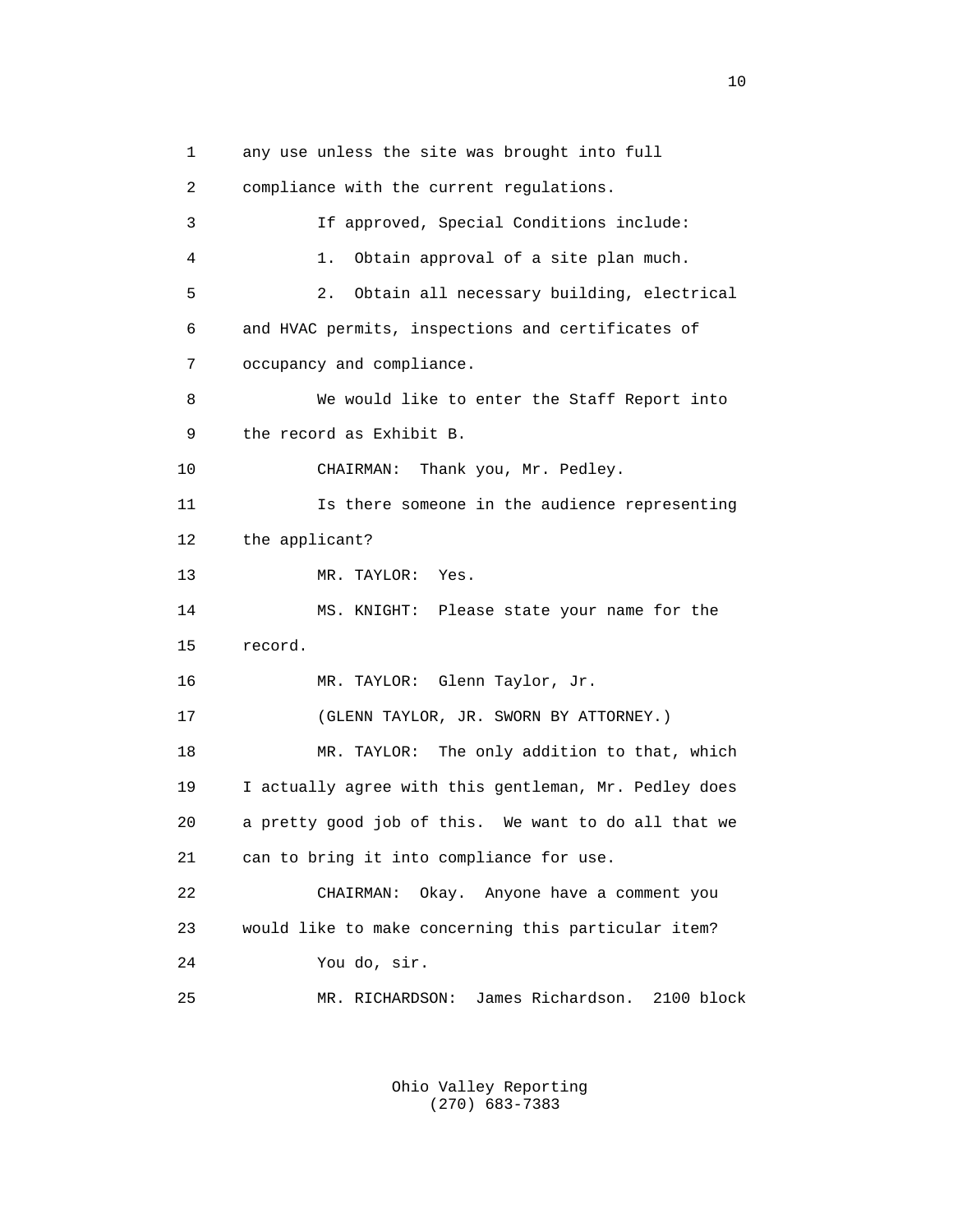any use unless the site was brought into full compliance with the current regulations.

If approved, Special Conditions include:

1. Obtain approval of a site plan much.

2. Obtain all necessary building, electrical and HVAC permits, inspections and certificates of occupancy and compliance.

We would like to enter the Staff Report into the record as Exhibit B.

CHAIRMAN: Thank you, Mr. Pedley.

Is there someone in the audience representing the applicant?

MR. TAYLOR: Yes.

MS. KNIGHT: Please state your name for the record.

MR. TAYLOR: Glenn Taylor, Jr.

(GLENN TAYLOR, JR. SWORN BY ATTORNEY.)

MR. TAYLOR: The only addition to that, which I actually agree with this gentleman, Mr. Pedley does a pretty good job of this. We want to do all that we can to bring it into compliance for use.

CHAIRMAN: Okay. Anyone have a comment you would like to make concerning this particular item?

You do, sir.

MR. RICHARDSON: James Richardson. 2100 block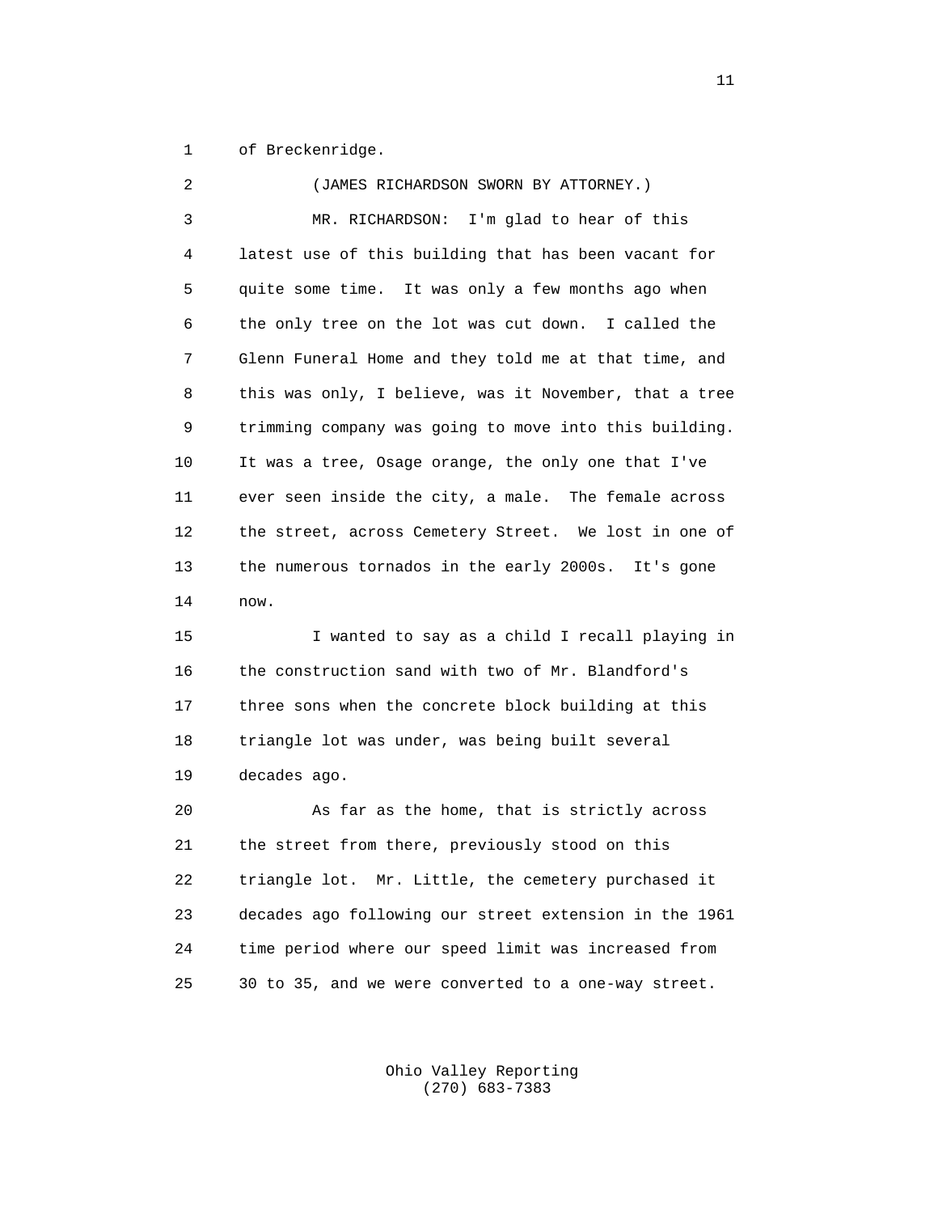of Breckenridge.

(JAMES RICHARDSON SWORN BY ATTORNEY.)

MR. RICHARDSON: I'm glad to hear of this latest use of this building that has been vacant for quite some time. It was only a few months ago when the only tree on the lot was cut down. I called the Glenn Funeral Home and they told me at that time, and this was only, I believe, was it November, that a tree trimming company was going to move into this building. It was a tree, Osage orange, the only one that I've ever seen inside the city, a male. The female across the street, across Cemetery Street. We lost in one of the numerous tornados in the early 2000s. It's gone now.

I wanted to say as a child I recall playing in the construction sand with two of Mr. Blandford's three sons when the concrete block building at this triangle lot was under, was being built several decades ago.

As far as the home, that is strictly across the street from there, previously stood on this triangle lot. Mr. Little, the cemetery purchased it decades ago following our street extension in the 1961 time period where our speed limit was increased from 30 to 35, and we were converted to a one-way street.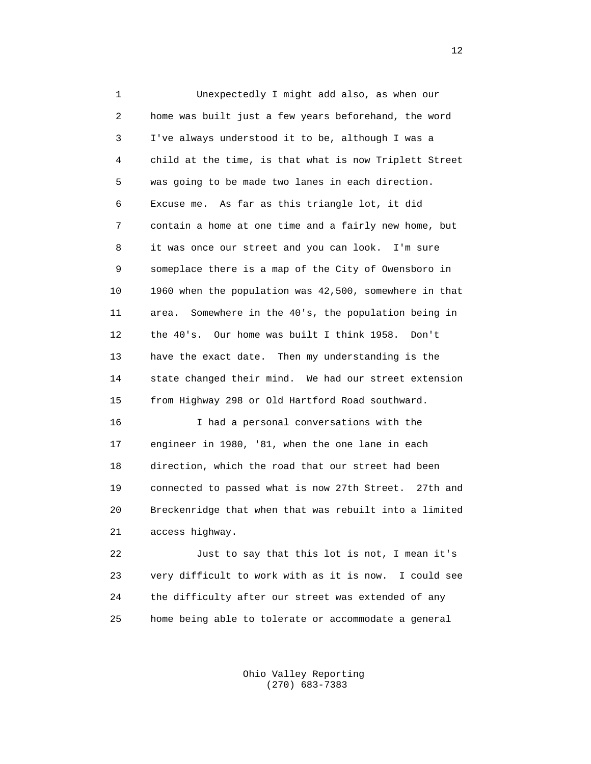Unexpectedly I might add also, as when our home was built just a few years beforehand, the word I've always understood it to be, although I was a child at the time, is that what is now Triplett Street was going to be made two lanes in each direction. Excuse me. As far as this triangle lot, it did contain a home at one time and a fairly new home, but it was once our street and you can look. I'm sure someplace there is a map of the City of Owensboro in 1960 when the population was 42,500, somewhere in that area. Somewhere in the 40's, the population being in the 40's. Our home was built I think 1958. Don't have the exact date. Then my understanding is the state changed their mind. We had our street extension from Highway 298 or Old Hartford Road southward.

I had a personal conversations with the engineer in 1980, '81, when the one lane in each direction, which the road that our street had been connected to passed what is now 27th Street. 27th and Breckenridge that when that was rebuilt into a limited access highway.

Just to say that this lot is not, I mean it's very difficult to work with as it is now. I could see the difficulty after our street was extended of any home being able to tolerate or accommodate a general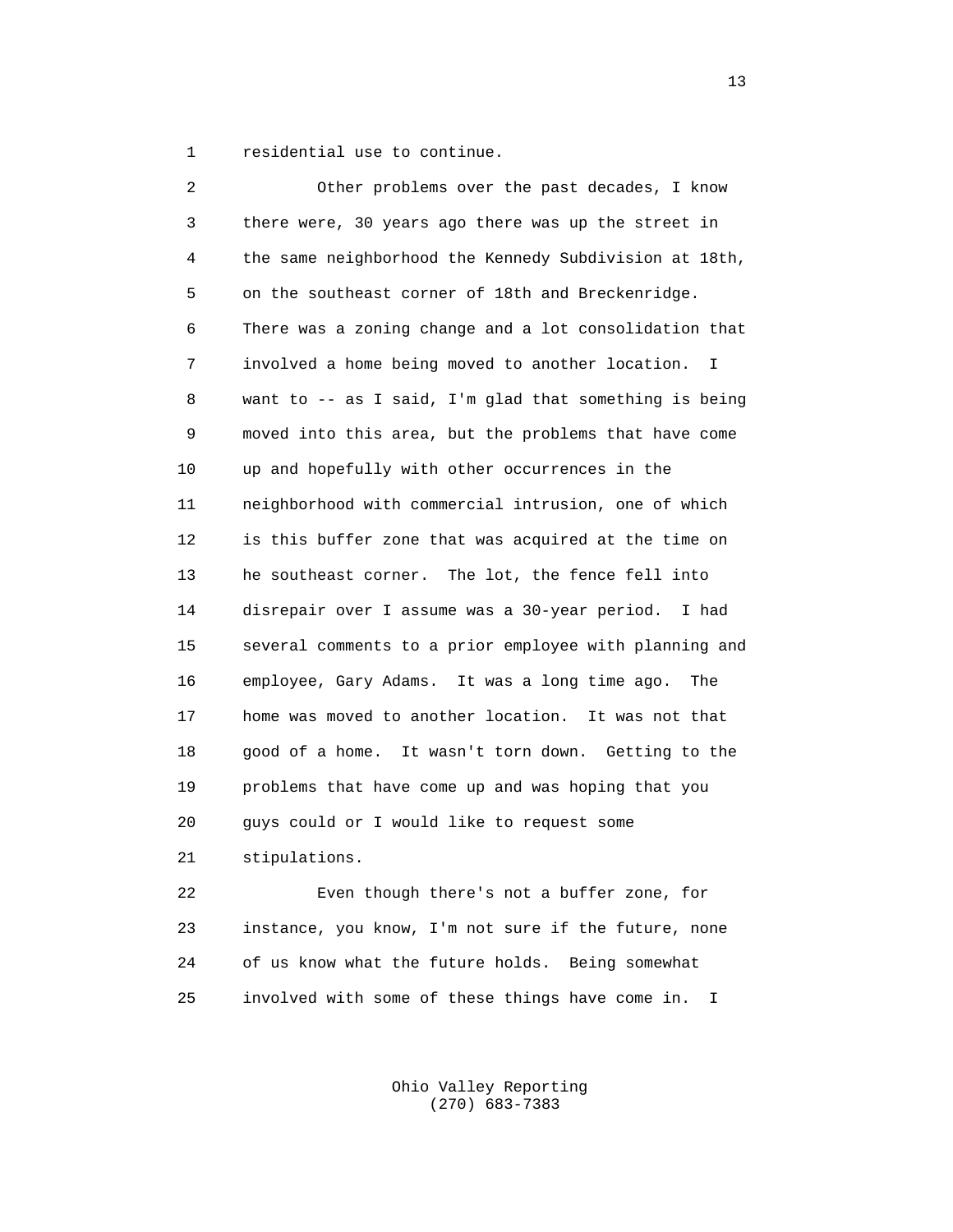1 residential use to continue.

2 Other problems over the past decades, I know
3 there were, 30 years ago there was up the street in
4 the same neighborhood the Kennedy Subdivision at 18th,
5 on the southeast corner of 18th and Breckenridge.
6 There was a zoning change and a lot consolidation that
7 involved a home being moved to another location. I
8 want to -- as I said, I'm glad that something is being
9 moved into this area, but the problems that have come
10 up and hopefully with other occurrences in the
11 neighborhood with commercial intrusion, one of which
12 is this buffer zone that was acquired at the time on
13 he southeast corner. The lot, the fence fell into
14 disrepair over I assume was a 30-year period. I had
15 several comments to a prior employee with planning and
16 employee, Gary Adams. It was a long time ago. The
17 home was moved to another location. It was not that
18 good of a home. It wasn't torn down. Getting to the
19 problems that have come up and was hoping that you
20 guys could or I would like to request some
21 stipulations.

22 Even though there's not a buffer zone, for
23 instance, you know, I'm not sure if the future, none
24 of us know what the future holds. Being somewhat
25 involved with some of these things have come in. I

Ohio Valley Reporting
(270) 683-7383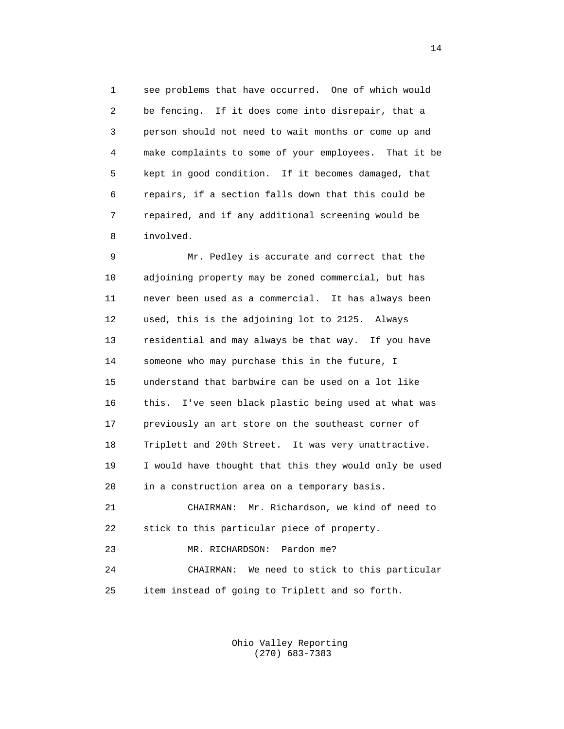see problems that have occurred. One of which would be fencing. If it does come into disrepair, that a person should not need to wait months or come up and make complaints to some of your employees. That it be kept in good condition. If it becomes damaged, that repairs, if a section falls down that this could be repaired, and if any additional screening would be involved.

Mr. Pedley is accurate and correct that the adjoining property may be zoned commercial, but has never been used as a commercial. It has always been used, this is the adjoining lot to 2125. Always residential and may always be that way. If you have someone who may purchase this in the future, I understand that barbwire can be used on a lot like this. I've seen black plastic being used at what was previously an art store on the southeast corner of Triplett and 20th Street. It was very unattractive. I would have thought that this they would only be used in a construction area on a temporary basis.

CHAIRMAN: Mr. Richardson, we kind of need to stick to this particular piece of property.

MR. RICHARDSON: Pardon me?

CHAIRMAN: We need to stick to this particular item instead of going to Triplett and so forth.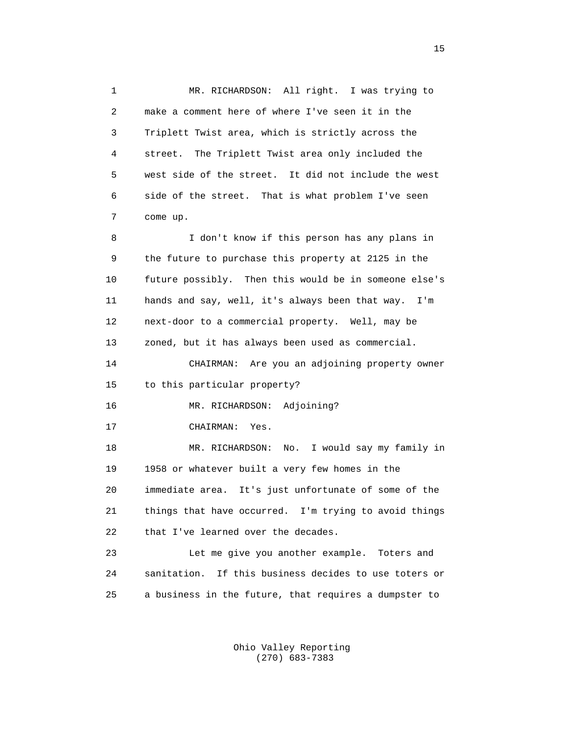1 MR. RICHARDSON: All right. I was trying to
2 make a comment here of where I've seen it in the
3 Triplett Twist area, which is strictly across the
4 street. The Triplett Twist area only included the
5 west side of the street. It did not include the west
6 side of the street. That is what problem I've seen
7 come up.

8 I don't know if this person has any plans in
9 the future to purchase this property at 2125 in the
10 future possibly. Then this would be in someone else's
11 hands and say, well, it's always been that way. I'm
12 next-door to a commercial property. Well, may be
13 zoned, but it has always been used as commercial.

14 CHAIRMAN: Are you an adjoining property owner
15 to this particular property?

16 MR. RICHARDSON: Adjoining?

17 CHAIRMAN: Yes.

18 MR. RICHARDSON: No. I would say my family in
19 1958 or whatever built a very few homes in the
20 immediate area. It's just unfortunate of some of the
21 things that have occurred. I'm trying to avoid things
22 that I've learned over the decades.

23 Let me give you another example. Toters and
24 sanitation. If this business decides to use toters or
25 a business in the future, that requires a dumpster to

Ohio Valley Reporting
(270) 683-7383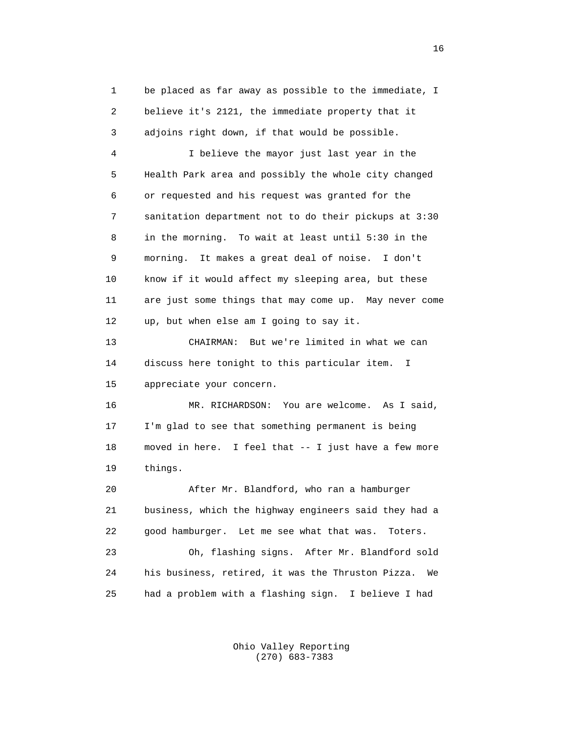1 be placed as far away as possible to the immediate, I
2 believe it's 2121, the immediate property that it
3 adjoins right down, if that would be possible.

4 I believe the mayor just last year in the
5 Health Park area and possibly the whole city changed
6 or requested and his request was granted for the
7 sanitation department not to do their pickups at 3:30
8 in the morning. To wait at least until 5:30 in the
9 morning. It makes a great deal of noise. I don't
10 know if it would affect my sleeping area, but these
11 are just some things that may come up. May never come
12 up, but when else am I going to say it.

13 CHAIRMAN: But we're limited in what we can
14 discuss here tonight to this particular item. I
15 appreciate your concern.

16 MR. RICHARDSON: You are welcome. As I said,
17 I'm glad to see that something permanent is being
18 moved in here. I feel that -- I just have a few more
19 things.

20 After Mr. Blandford, who ran a hamburger
21 business, which the highway engineers said they had a
22 good hamburger. Let me see what that was. Toters.

23 Oh, flashing signs. After Mr. Blandford sold
24 his business, retired, it was the Thruston Pizza. We
25 had a problem with a flashing sign. I believe I had

Ohio Valley Reporting
(270) 683-7383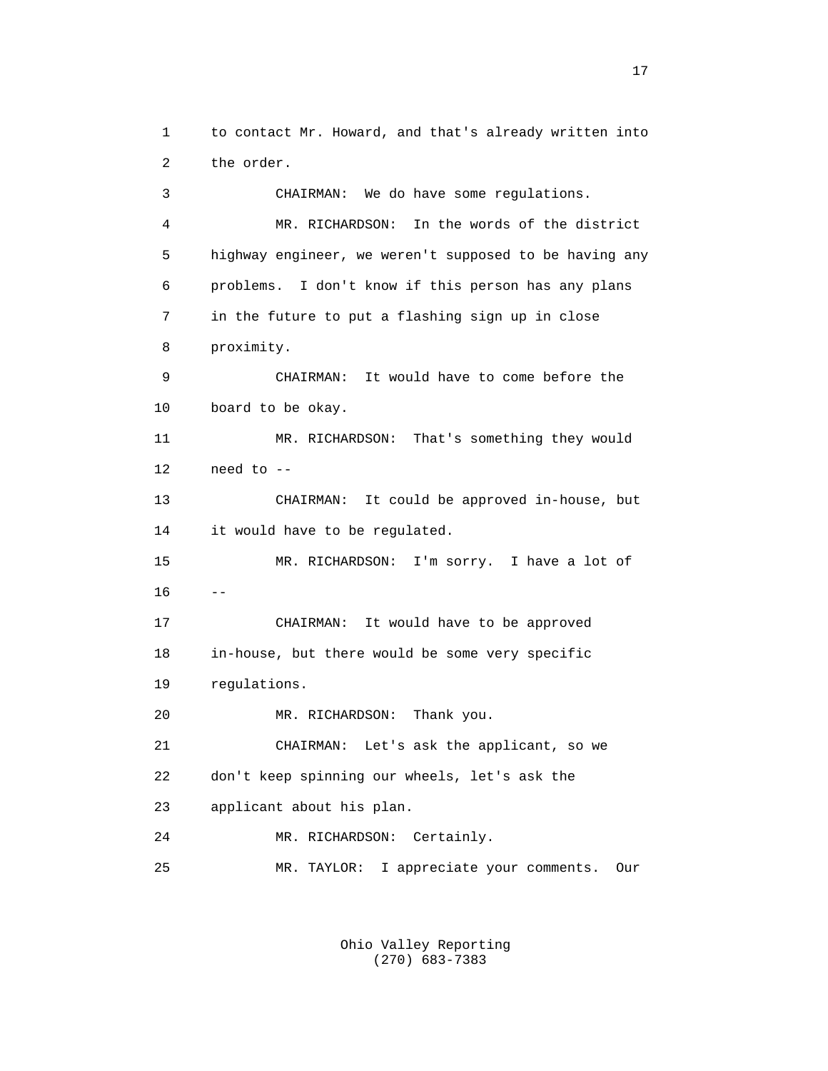1 to contact Mr. Howard, and that's already written into
2 the order.
3 CHAIRMAN: We do have some regulations.
4 MR. RICHARDSON: In the words of the district
5 highway engineer, we weren't supposed to be having any
6 problems. I don't know if this person has any plans
7 in the future to put a flashing sign up in close
8 proximity.
9 CHAIRMAN: It would have to come before the
10 board to be okay.
11 MR. RICHARDSON: That's something they would
12 need to --
13 CHAIRMAN: It could be approved in-house, but
14 it would have to be regulated.
15 MR. RICHARDSON: I'm sorry. I have a lot of
16 --
17 CHAIRMAN: It would have to be approved
18 in-house, but there would be some very specific
19 regulations.
20 MR. RICHARDSON: Thank you.
21 CHAIRMAN: Let's ask the applicant, so we
22 don't keep spinning our wheels, let's ask the
23 applicant about his plan.
24 MR. RICHARDSON: Certainly.
25 MR. TAYLOR: I appreciate your comments. Our

Ohio Valley Reporting
(270) 683-7383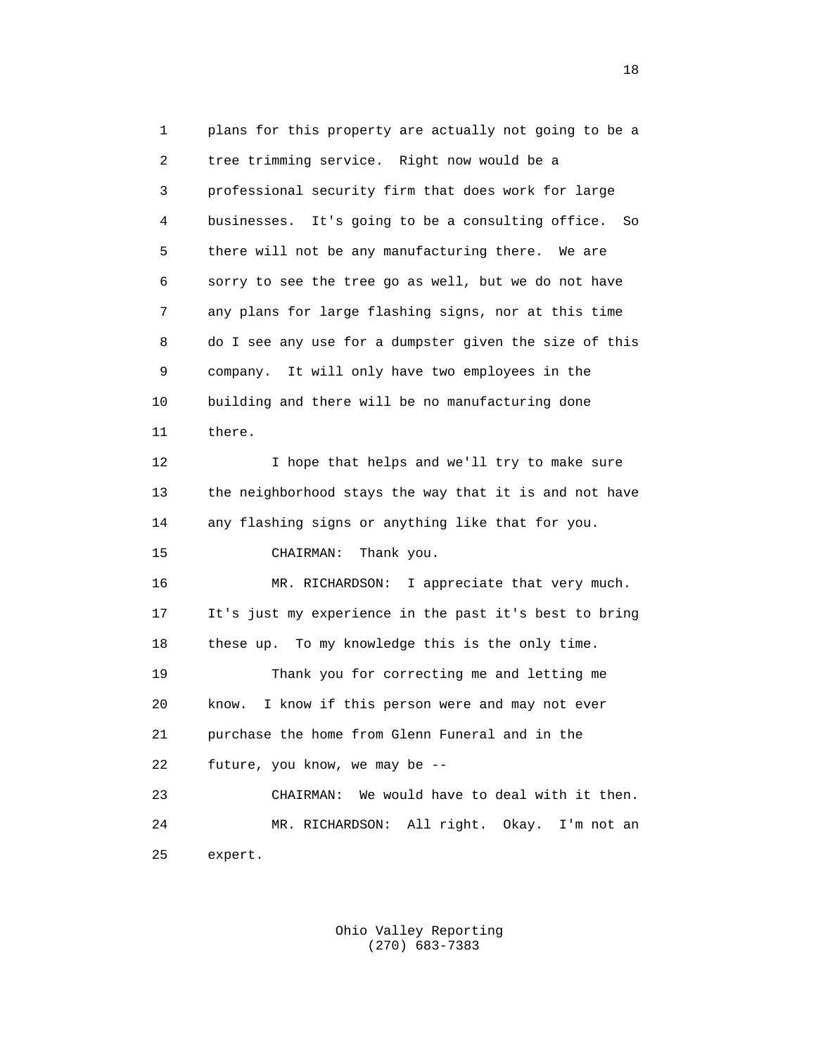plans for this property are actually not going to be a tree trimming service. Right now would be a professional security firm that does work for large businesses. It's going to be a consulting office. So there will not be any manufacturing there. We are sorry to see the tree go as well, but we do not have any plans for large flashing signs, nor at this time do I see any use for a dumpster given the size of this company. It will only have two employees in the building and there will be no manufacturing done there.

I hope that helps and we'll try to make sure the neighborhood stays the way that it is and not have any flashing signs or anything like that for you.

CHAIRMAN: Thank you.

MR. RICHARDSON: I appreciate that very much. It's just my experience in the past it's best to bring these up. To my knowledge this is the only time.

Thank you for correcting me and letting me know. I know if this person were and may not ever purchase the home from Glenn Funeral and in the future, you know, we may be --

CHAIRMAN: We would have to deal with it then.

MR. RICHARDSON: All right. Okay. I'm not an expert.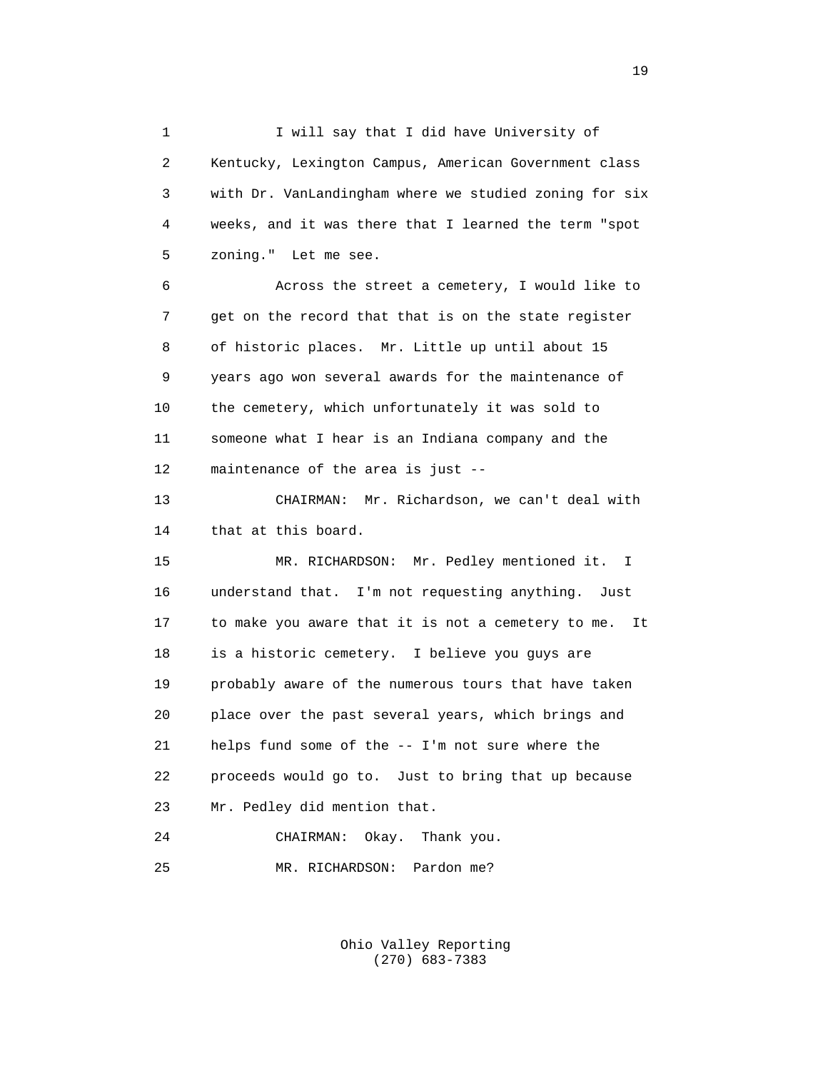I will say that I did have University of Kentucky, Lexington Campus, American Government class with Dr. VanLandingham where we studied zoning for six weeks, and it was there that I learned the term "spot zoning." Let me see.

Across the street a cemetery, I would like to get on the record that that is on the state register of historic places. Mr. Little up until about 15 years ago won several awards for the maintenance of the cemetery, which unfortunately it was sold to someone what I hear is an Indiana company and the maintenance of the area is just --

CHAIRMAN: Mr. Richardson, we can't deal with that at this board.

MR. RICHARDSON: Mr. Pedley mentioned it. I understand that. I'm not requesting anything. Just to make you aware that it is not a cemetery to me. It is a historic cemetery. I believe you guys are probably aware of the numerous tours that have taken place over the past several years, which brings and helps fund some of the -- I'm not sure where the proceeds would go to. Just to bring that up because Mr. Pedley did mention that.

CHAIRMAN: Okay. Thank you.

MR. RICHARDSON: Pardon me?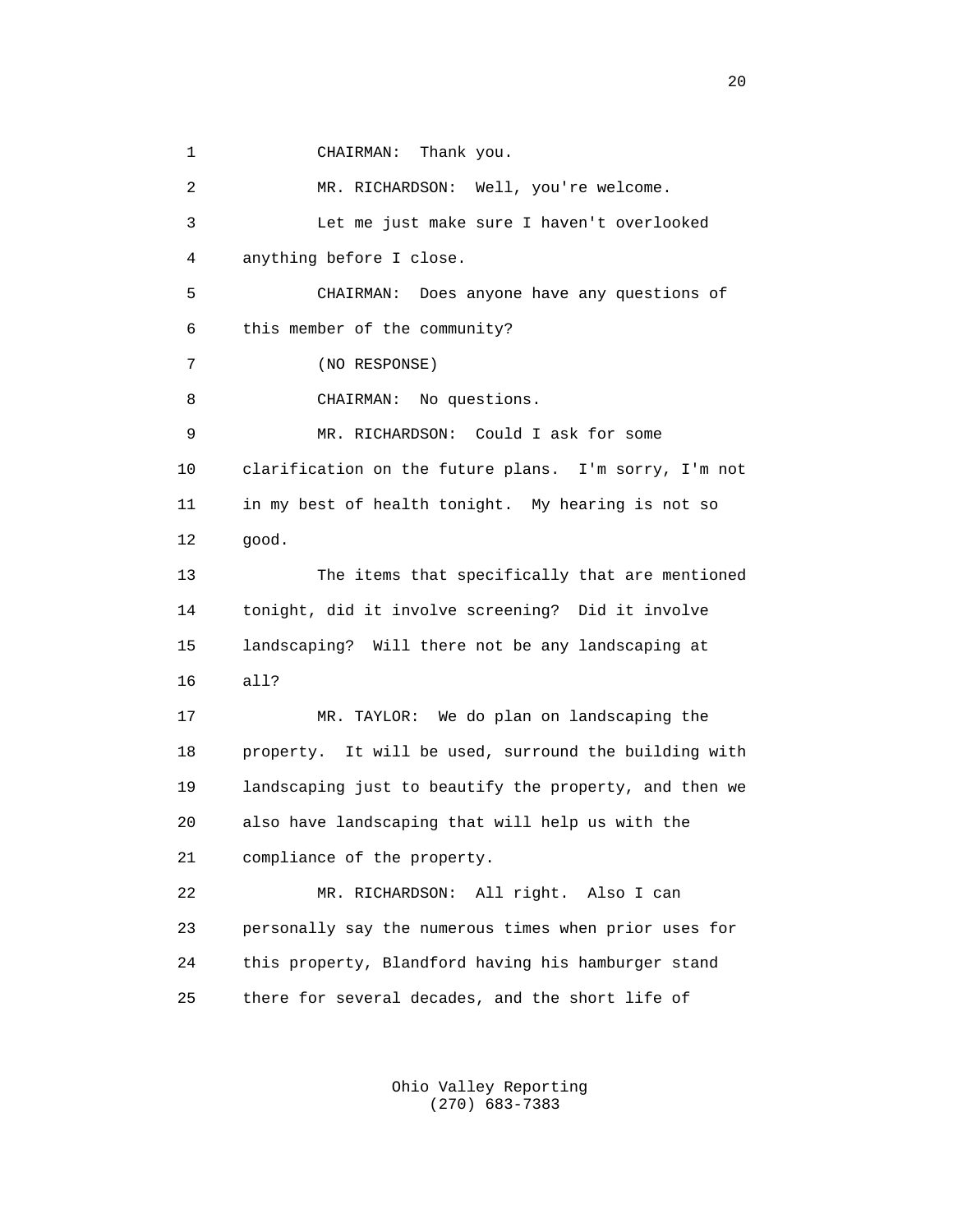CHAIRMAN: Thank you.

MR. RICHARDSON: Well, you're welcome.

Let me just make sure I haven't overlooked anything before I close.

CHAIRMAN: Does anyone have any questions of this member of the community?

(NO RESPONSE)

CHAIRMAN: No questions.

MR. RICHARDSON: Could I ask for some clarification on the future plans. I'm sorry, I'm not in my best of health tonight. My hearing is not so good.

The items that specifically that are mentioned tonight, did it involve screening? Did it involve landscaping? Will there not be any landscaping at all?

MR. TAYLOR: We do plan on landscaping the property. It will be used, surround the building with landscaping just to beautify the property, and then we also have landscaping that will help us with the compliance of the property.

MR. RICHARDSON: All right. Also I can personally say the numerous times when prior uses for this property, Blandford having his hamburger stand there for several decades, and the short life of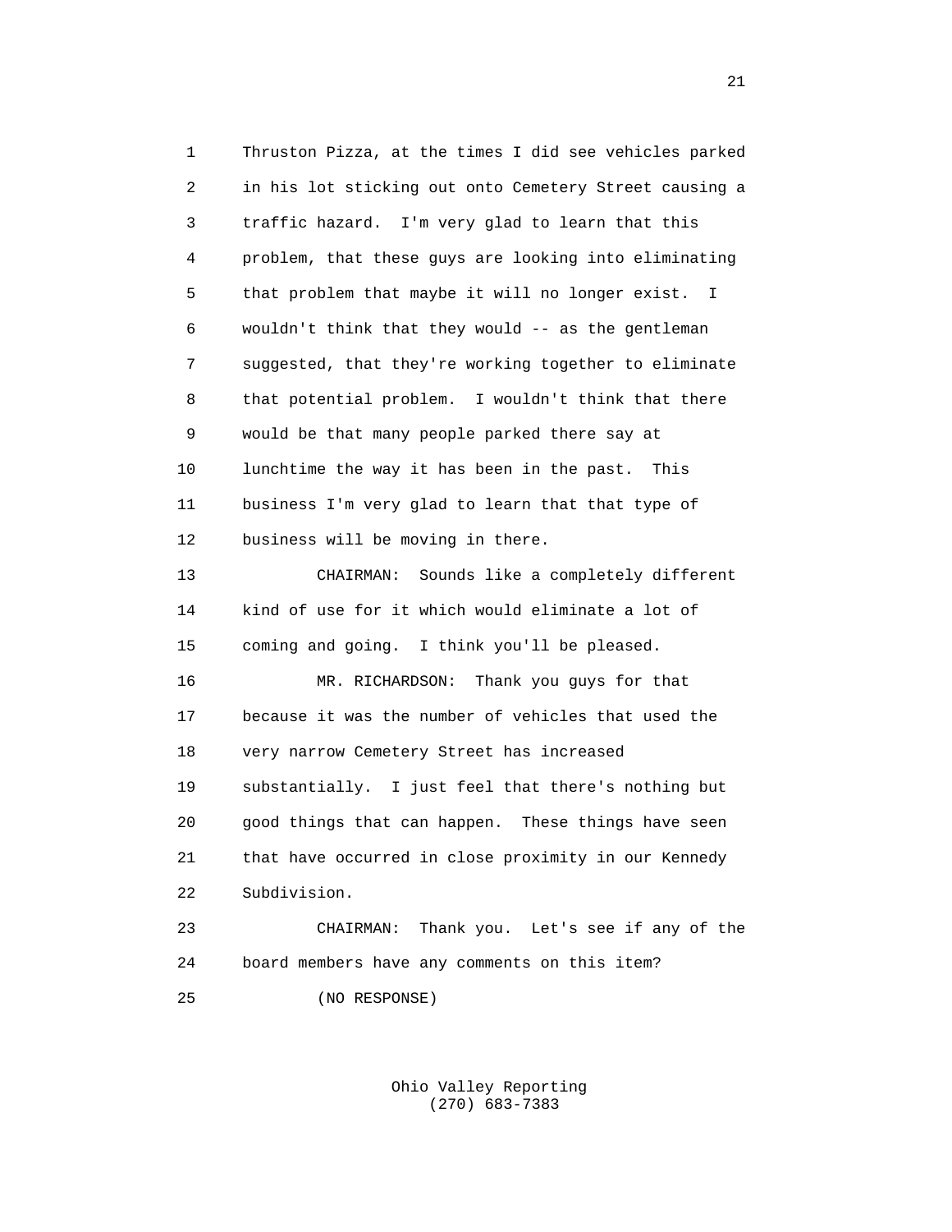Thruston Pizza, at the times I did see vehicles parked in his lot sticking out onto Cemetery Street causing a traffic hazard. I'm very glad to learn that this problem, that these guys are looking into eliminating that problem that maybe it will no longer exist. I wouldn't think that they would -- as the gentleman suggested, that they're working together to eliminate that potential problem. I wouldn't think that there would be that many people parked there say at lunchtime the way it has been in the past. This business I'm very glad to learn that that type of business will be moving in there.

CHAIRMAN: Sounds like a completely different kind of use for it which would eliminate a lot of coming and going. I think you'll be pleased.

MR. RICHARDSON: Thank you guys for that because it was the number of vehicles that used the very narrow Cemetery Street has increased substantially. I just feel that there's nothing but good things that can happen. These things have seen that have occurred in close proximity in our Kennedy Subdivision.

CHAIRMAN: Thank you. Let's see if any of the board members have any comments on this item?

(NO RESPONSE)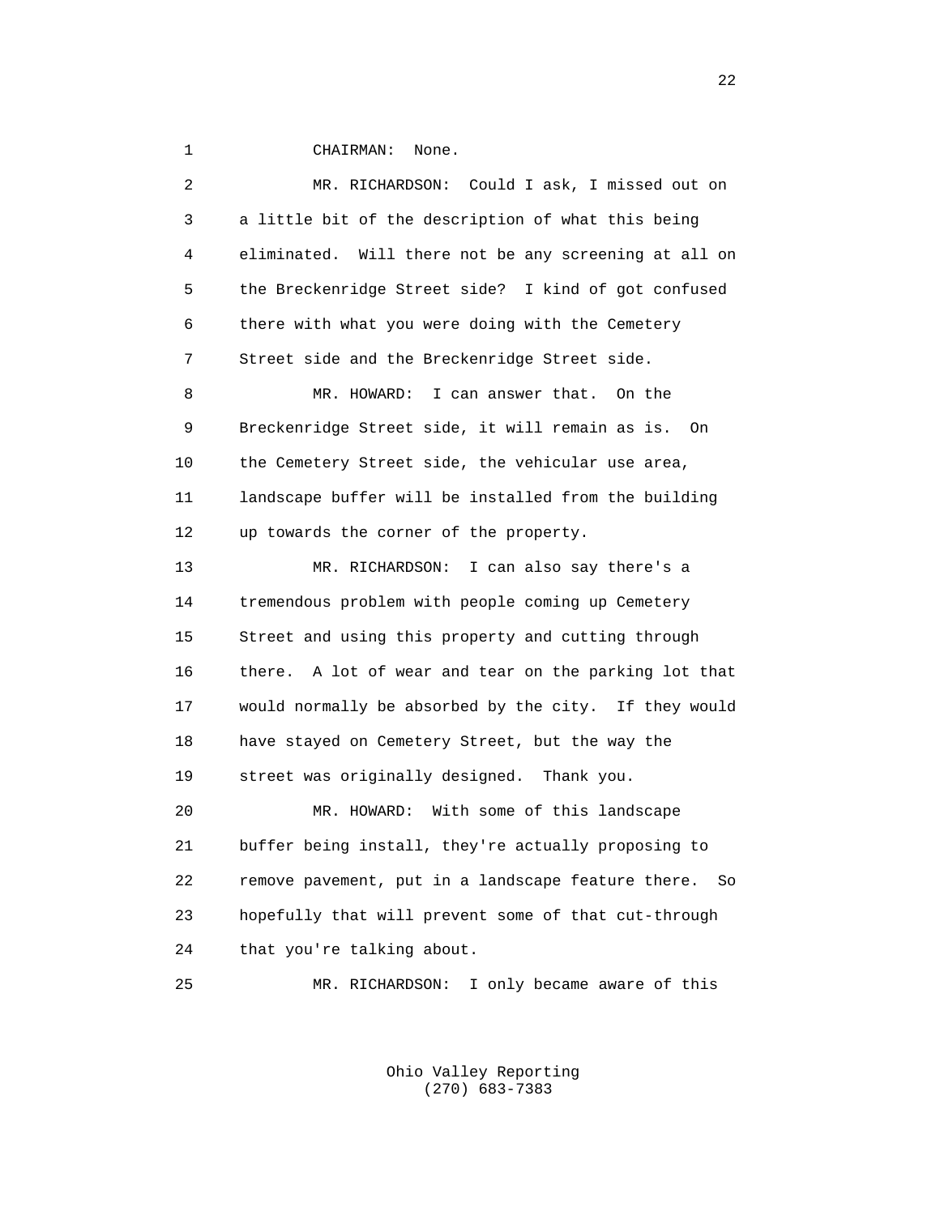CHAIRMAN: None.

MR. RICHARDSON: Could I ask, I missed out on a little bit of the description of what this being eliminated. Will there not be any screening at all on the Breckenridge Street side? I kind of got confused there with what you were doing with the Cemetery Street side and the Breckenridge Street side.

MR. HOWARD: I can answer that. On the Breckenridge Street side, it will remain as is. On the Cemetery Street side, the vehicular use area, landscape buffer will be installed from the building up towards the corner of the property.

MR. RICHARDSON: I can also say there's a tremendous problem with people coming up Cemetery Street and using this property and cutting through there. A lot of wear and tear on the parking lot that would normally be absorbed by the city. If they would have stayed on Cemetery Street, but the way the street was originally designed. Thank you.

MR. HOWARD: With some of this landscape buffer being install, they're actually proposing to remove pavement, put in a landscape feature there. So hopefully that will prevent some of that cut-through that you're talking about.

MR. RICHARDSON: I only became aware of this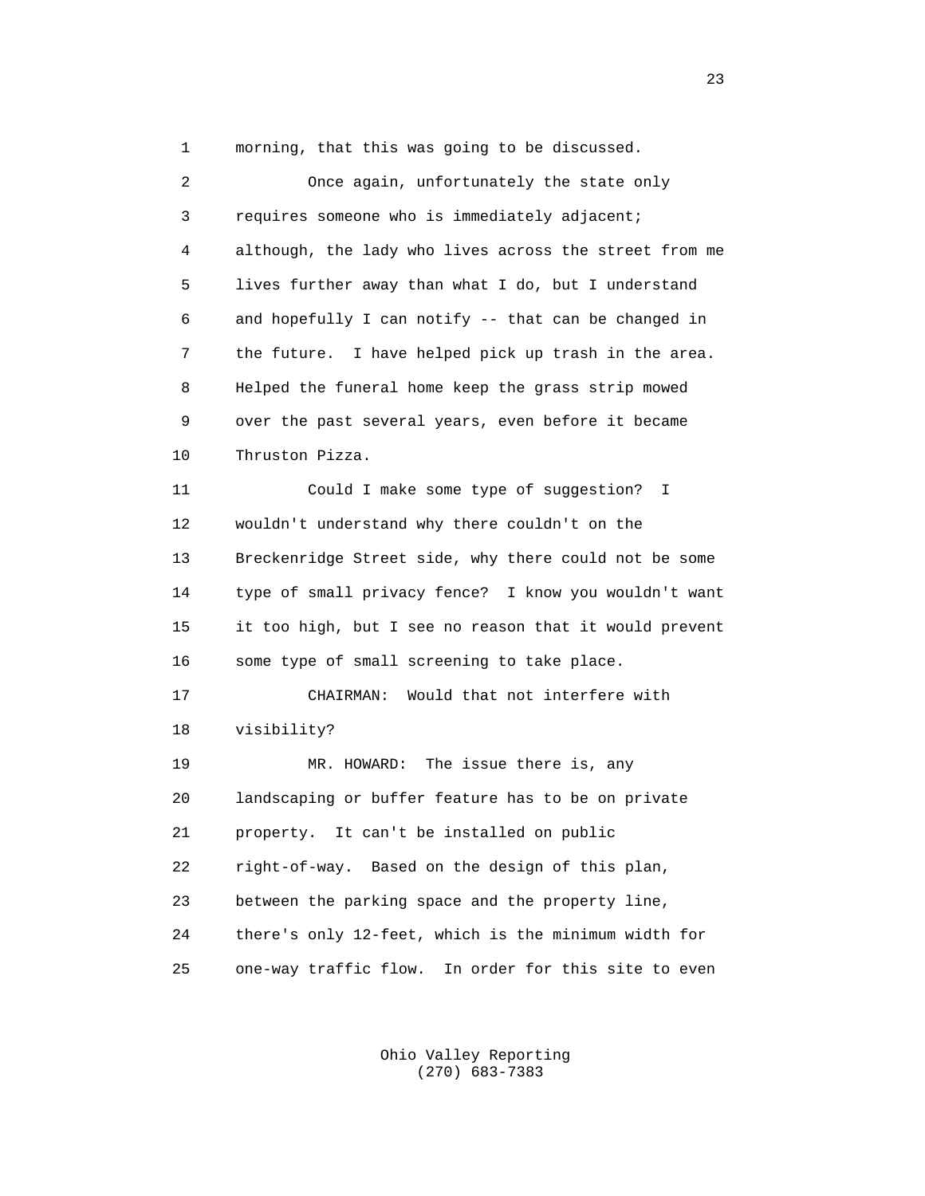morning, that this was going to be discussed.

Once again, unfortunately the state only requires someone who is immediately adjacent; although, the lady who lives across the street from me lives further away than what I do, but I understand and hopefully I can notify -- that can be changed in the future. I have helped pick up trash in the area. Helped the funeral home keep the grass strip mowed over the past several years, even before it became Thruston Pizza.

Could I make some type of suggestion? I wouldn't understand why there couldn't on the Breckenridge Street side, why there could not be some type of small privacy fence? I know you wouldn't want it too high, but I see no reason that it would prevent some type of small screening to take place.

CHAIRMAN: Would that not interfere with visibility?

MR. HOWARD: The issue there is, any landscaping or buffer feature has to be on private property. It can't be installed on public right-of-way. Based on the design of this plan, between the parking space and the property line, there's only 12-feet, which is the minimum width for one-way traffic flow. In order for this site to even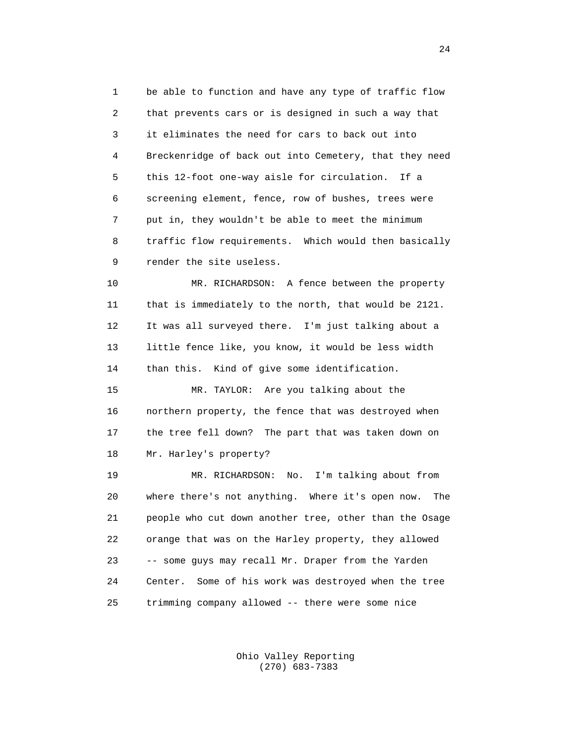be able to function and have any type of traffic flow that prevents cars or is designed in such a way that it eliminates the need for cars to back out into Breckenridge of back out into Cemetery, that they need this 12-foot one-way aisle for circulation. If a screening element, fence, row of bushes, trees were put in, they wouldn't be able to meet the minimum traffic flow requirements. Which would then basically render the site useless.

MR. RICHARDSON: A fence between the property that is immediately to the north, that would be 2121. It was all surveyed there. I'm just talking about a little fence like, you know, it would be less width than this. Kind of give some identification.

MR. TAYLOR: Are you talking about the northern property, the fence that was destroyed when the tree fell down? The part that was taken down on Mr. Harley's property?

MR. RICHARDSON: No. I'm talking about from where there's not anything. Where it's open now. The people who cut down another tree, other than the Osage orange that was on the Harley property, they allowed -- some guys may recall Mr. Draper from the Yarden Center. Some of his work was destroyed when the tree trimming company allowed -- there were some nice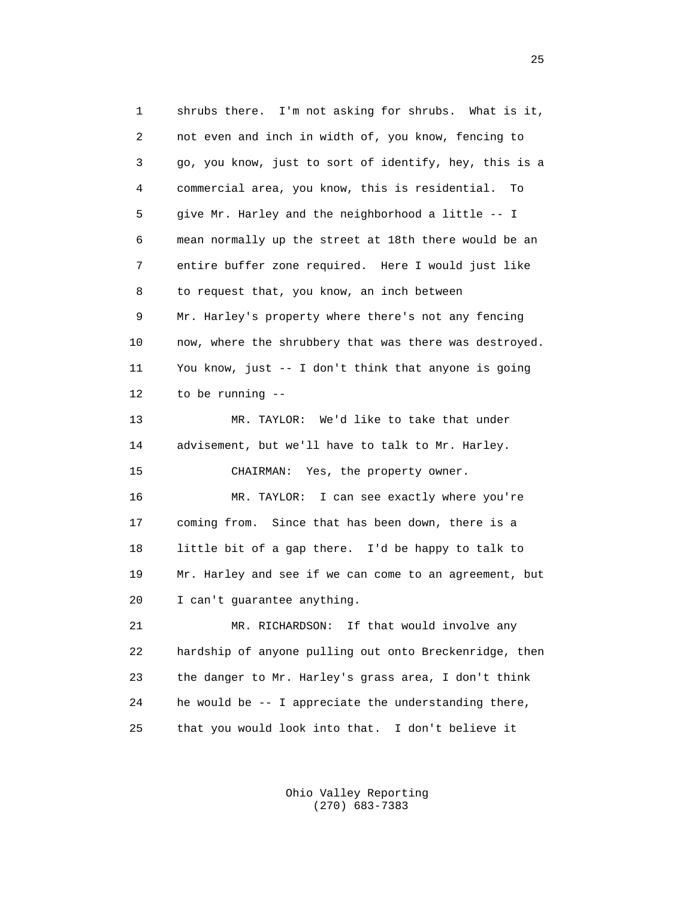shrubs there. I'm not asking for shrubs. What is it, not even and inch in width of, you know, fencing to go, you know, just to sort of identify, hey, this is a commercial area, you know, this is residential. To give Mr. Harley and the neighborhood a little -- I mean normally up the street at 18th there would be an entire buffer zone required. Here I would just like to request that, you know, an inch between Mr. Harley's property where there's not any fencing now, where the shrubbery that was there was destroyed. You know, just -- I don't think that anyone is going to be running --

MR. TAYLOR: We'd like to take that under advisement, but we'll have to talk to Mr. Harley.

CHAIRMAN: Yes, the property owner.

MR. TAYLOR: I can see exactly where you're coming from. Since that has been down, there is a little bit of a gap there. I'd be happy to talk to Mr. Harley and see if we can come to an agreement, but I can't guarantee anything.

MR. RICHARDSON: If that would involve any hardship of anyone pulling out onto Breckenridge, then the danger to Mr. Harley's grass area, I don't think he would be -- I appreciate the understanding there, that you would look into that. I don't believe it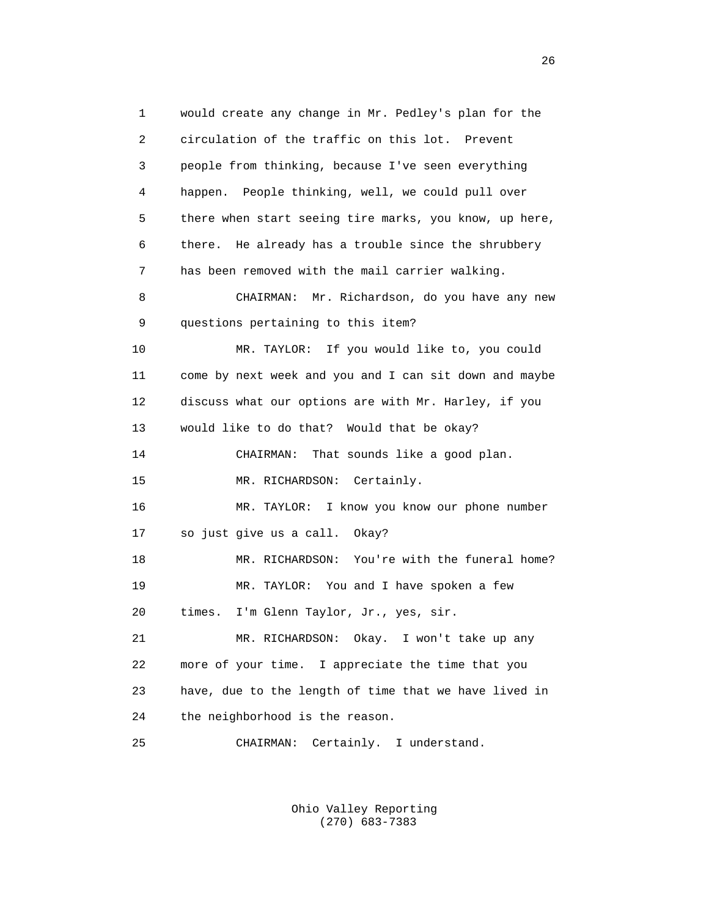1 would create any change in Mr. Pedley's plan for the
2 circulation of the traffic on this lot. Prevent
3 people from thinking, because I've seen everything
4 happen. People thinking, well, we could pull over
5 there when start seeing tire marks, you know, up here,
6 there. He already has a trouble since the shrubbery
7 has been removed with the mail carrier walking.
8 CHAIRMAN: Mr. Richardson, do you have any new
9 questions pertaining to this item?
10 MR. TAYLOR: If you would like to, you could
11 come by next week and you and I can sit down and maybe
12 discuss what our options are with Mr. Harley, if you
13 would like to do that? Would that be okay?
14 CHAIRMAN: That sounds like a good plan.
15 MR. RICHARDSON: Certainly.
16 MR. TAYLOR: I know you know our phone number
17 so just give us a call. Okay?
18 MR. RICHARDSON: You're with the funeral home?
19 MR. TAYLOR: You and I have spoken a few
20 times. I'm Glenn Taylor, Jr., yes, sir.
21 MR. RICHARDSON: Okay. I won't take up any
22 more of your time. I appreciate the time that you
23 have, due to the length of time that we have lived in
24 the neighborhood is the reason.
25 CHAIRMAN: Certainly. I understand.

Ohio Valley Reporting
(270) 683-7383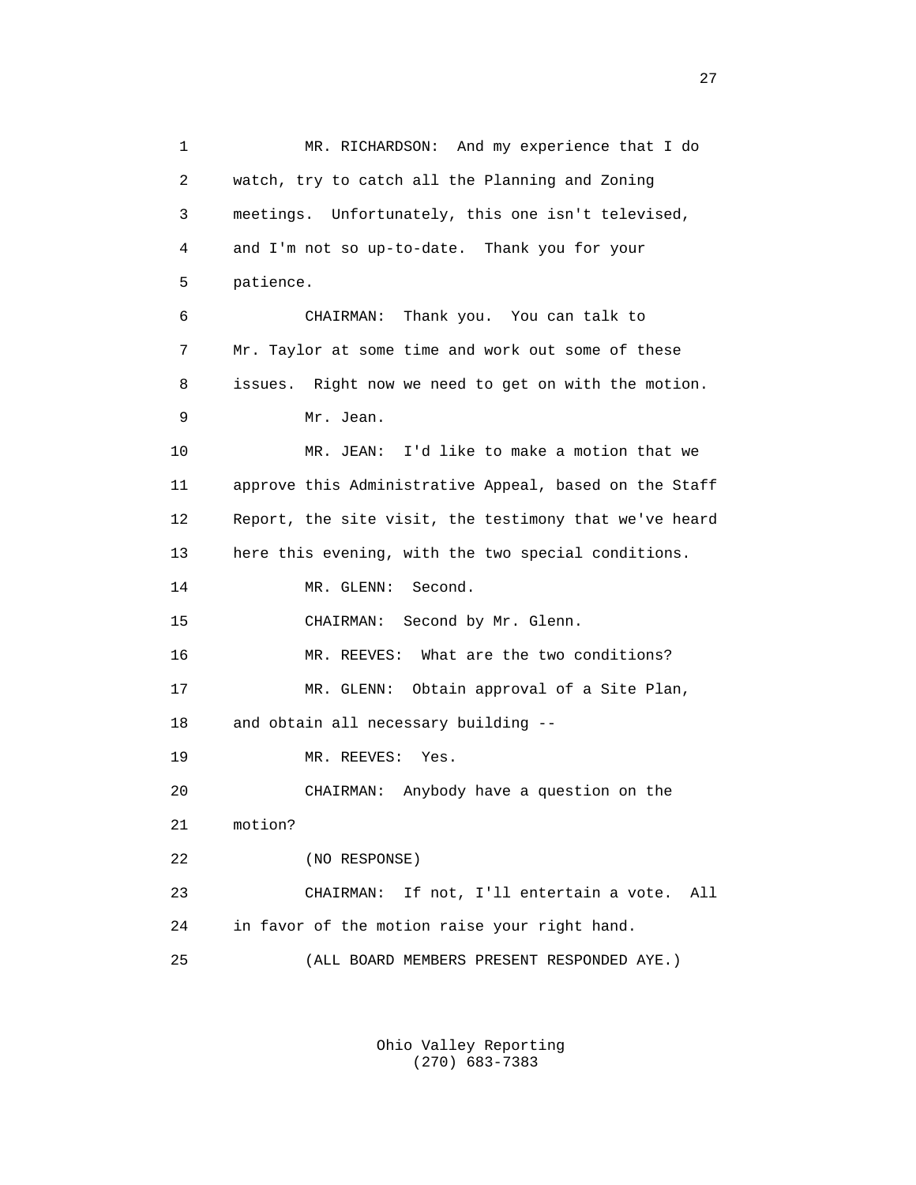MR. RICHARDSON: And my experience that I do watch, try to catch all the Planning and Zoning meetings. Unfortunately, this one isn't televised, and I'm not so up-to-date. Thank you for your patience.

CHAIRMAN: Thank you. You can talk to Mr. Taylor at some time and work out some of these issues. Right now we need to get on with the motion.

Mr. Jean.

MR. JEAN: I'd like to make a motion that we approve this Administrative Appeal, based on the Staff Report, the site visit, the testimony that we've heard here this evening, with the two special conditions.

MR. GLENN: Second.

CHAIRMAN: Second by Mr. Glenn.

MR. REEVES: What are the two conditions?

MR. GLENN: Obtain approval of a Site Plan, and obtain all necessary building --

MR. REEVES: Yes.

CHAIRMAN: Anybody have a question on the motion?

(NO RESPONSE)

CHAIRMAN: If not, I'll entertain a vote. All in favor of the motion raise your right hand.

(ALL BOARD MEMBERS PRESENT RESPONDED AYE.)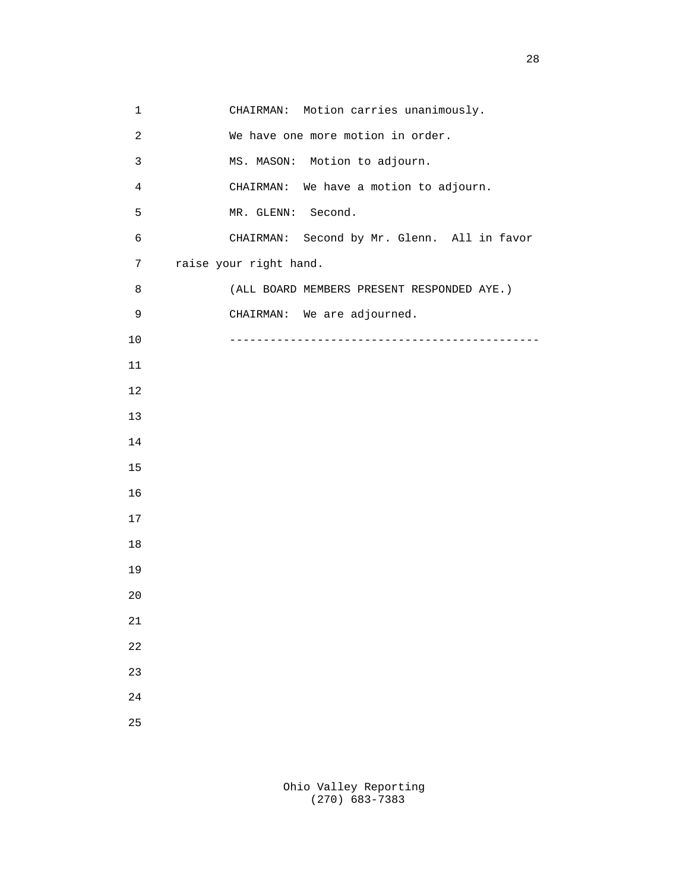CHAIRMAN: Motion carries unanimously.

We have one more motion in order.

MS. MASON: Motion to adjourn.

CHAIRMAN: We have a motion to adjourn.

MR. GLENN: Second.

CHAIRMAN: Second by Mr. Glenn. All in favor raise your right hand.

(ALL BOARD MEMBERS PRESENT RESPONDED AYE.)

CHAIRMAN: We are adjourned.

----------------------------------------------

Ohio Valley Reporting
(270) 683-7383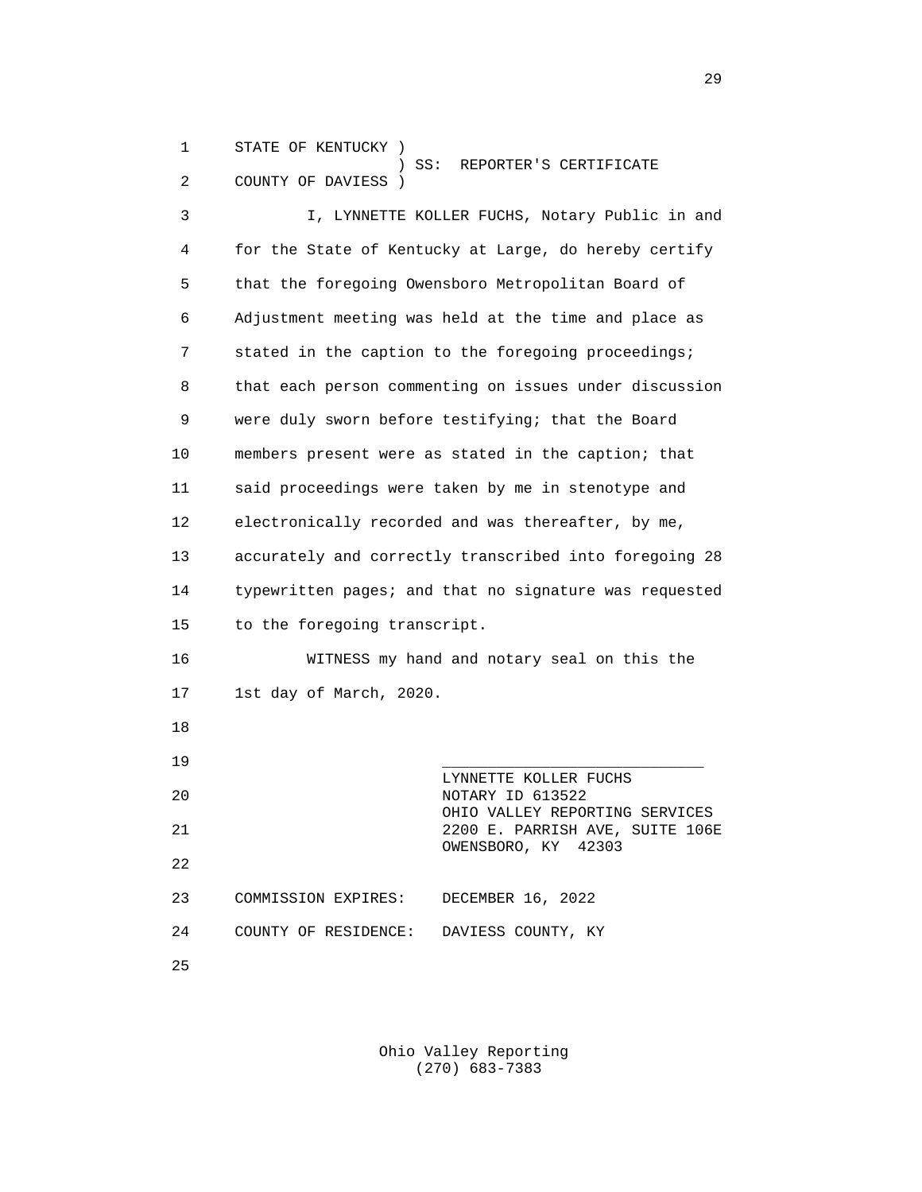STATE OF KENTUCKY )
) SS: REPORTER'S CERTIFICATE
COUNTY OF DAVIESS )

I, LYNNETTE KOLLER FUCHS, Notary Public in and for the State of Kentucky at Large, do hereby certify that the foregoing Owensboro Metropolitan Board of Adjustment meeting was held at the time and place as stated in the caption to the foregoing proceedings; that each person commenting on issues under discussion were duly sworn before testifying; that the Board members present were as stated in the caption; that said proceedings were taken by me in stenotype and electronically recorded and was thereafter, by me, accurately and correctly transcribed into foregoing 28 typewritten pages; and that no signature was requested to the foregoing transcript.

WITNESS my hand and notary seal on this the 1st day of March, 2020.

\_\_\_\_\_\_\_\_\_\_\_\_\_\_\_\_\_\_\_\_\_\_\_\_\_\_\_\_\_\_
LYNNETTE KOLLER FUCHS
NOTARY ID 613522
OHIO VALLEY REPORTING SERVICES
2200 E. PARRISH AVE, SUITE 106E
OWENSBORO, KY 42303

COMMISSION EXPIRES: DECEMBER 16, 2022

COUNTY OF RESIDENCE: DAVIESS COUNTY, KY